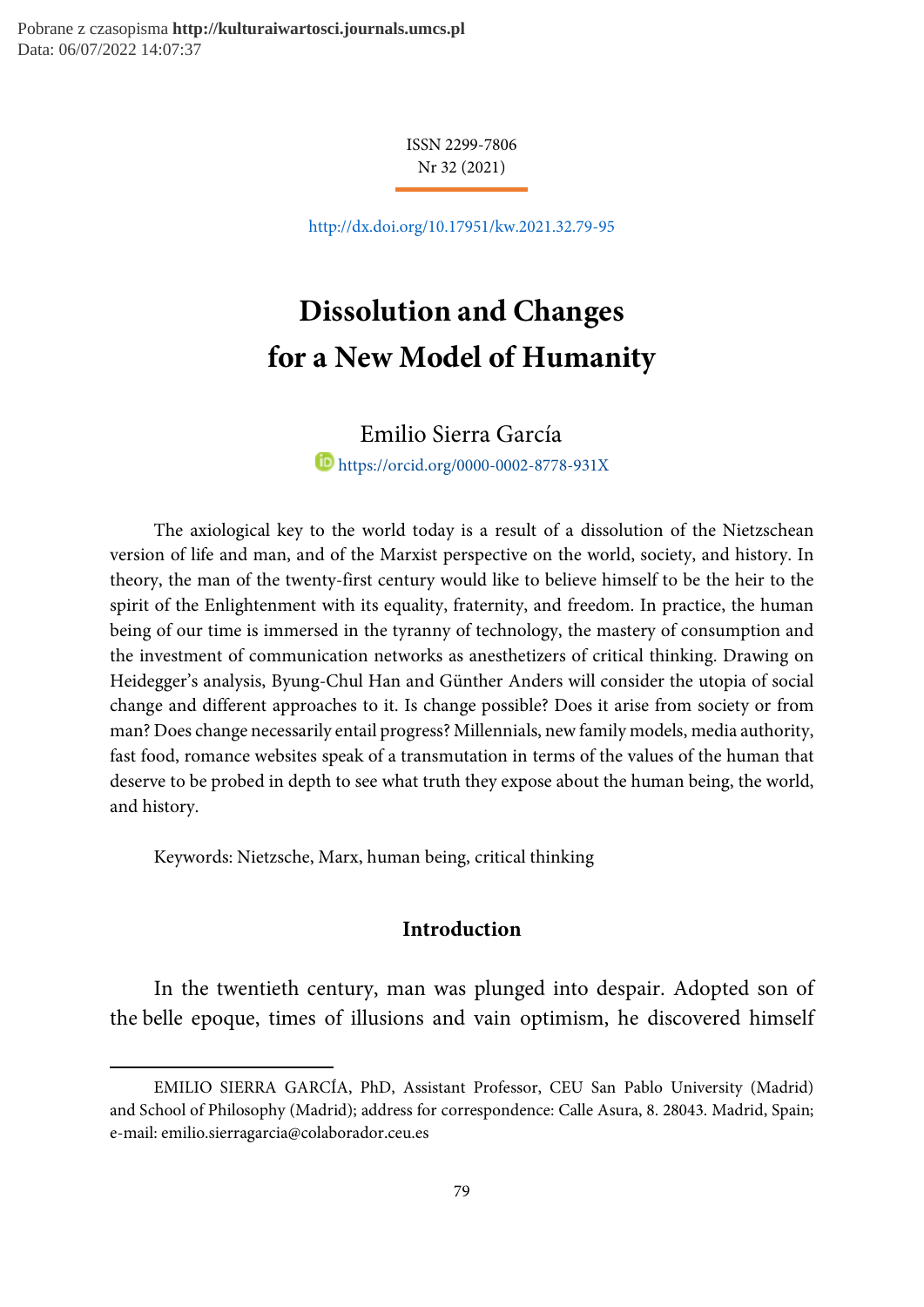ISSN 2299-7806
Nr 32 (2021)

http://dx.doi.org/10.17951/kw.2021.32.79-95

# Dissolution and Changes for a New Model of Humanity

Emilio Sierra García

https://orcid.org/0000-0002-8778-931X

The axiological key to the world today is a result of a dissolution of the Nietzschean version of life and man, and of the Marxist perspective on the world, society, and history. In theory, the man of the twenty-first century would like to believe himself to be the heir to the spirit of the Enlightenment with its equality, fraternity, and freedom. In practice, the human being of our time is immersed in the tyranny of technology, the mastery of consumption and the investment of communication networks as anesthetizers of critical thinking. Drawing on Heidegger's analysis, Byung-Chul Han and Günther Anders will consider the utopia of social change and different approaches to it. Is change possible? Does it arise from society or from man? Does change necessarily entail progress? Millennials, new family models, media authority, fast food, romance websites speak of a transmutation in terms of the values of the human that deserve to be probed in depth to see what truth they expose about the human being, the world, and history.

Keywords: Nietzsche, Marx, human being, critical thinking

## Introduction

In the twentieth century, man was plunged into despair. Adopted son of the belle epoque, times of illusions and vain optimism, he discovered himself

---

EMILIO SIERRA GARCÍA, PhD, Assistant Professor, CEU San Pablo University (Madrid) and School of Philosophy (Madrid); address for correspondence: Calle Asura, 8. 28043. Madrid, Spain; e-mail: emilio.sierragarcia@colaborador.ceu.es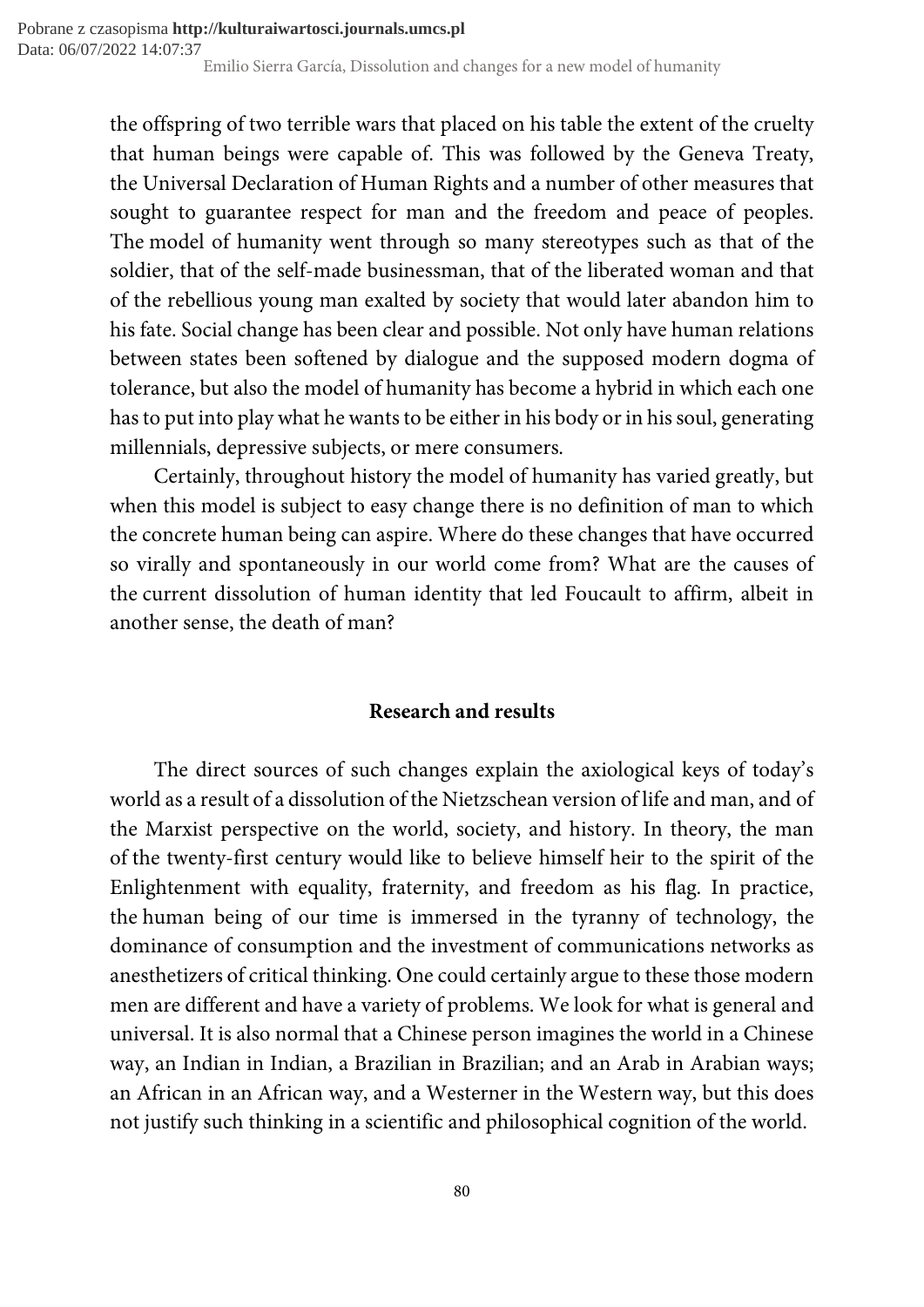the offspring of two terrible wars that placed on his table the extent of the cruelty that human beings were capable of. This was followed by the Geneva Treaty, the Universal Declaration of Human Rights and a number of other measures that sought to guarantee respect for man and the freedom and peace of peoples. The model of humanity went through so many stereotypes such as that of the soldier, that of the self-made businessman, that of the liberated woman and that of the rebellious young man exalted by society that would later abandon him to his fate. Social change has been clear and possible. Not only have human relations between states been softened by dialogue and the supposed modern dogma of tolerance, but also the model of humanity has become a hybrid in which each one has to put into play what he wants to be either in his body or in his soul, generating millennials, depressive subjects, or mere consumers.

Certainly, throughout history the model of humanity has varied greatly, but when this model is subject to easy change there is no definition of man to which the concrete human being can aspire. Where do these changes that have occurred so virally and spontaneously in our world come from? What are the causes of the current dissolution of human identity that led Foucault to affirm, albeit in another sense, the death of man?

## Research and results

The direct sources of such changes explain the axiological keys of today's world as a result of a dissolution of the Nietzschean version of life and man, and of the Marxist perspective on the world, society, and history. In theory, the man of the twenty-first century would like to believe himself heir to the spirit of the Enlightenment with equality, fraternity, and freedom as his flag. In practice, the human being of our time is immersed in the tyranny of technology, the dominance of consumption and the investment of communications networks as anesthetizers of critical thinking. One could certainly argue to these those modern men are different and have a variety of problems. We look for what is general and universal. It is also normal that a Chinese person imagines the world in a Chinese way, an Indian in Indian, a Brazilian in Brazilian; and an Arab in Arabian ways; an African in an African way, and a Westerner in the Western way, but this does not justify such thinking in a scientific and philosophical cognition of the world.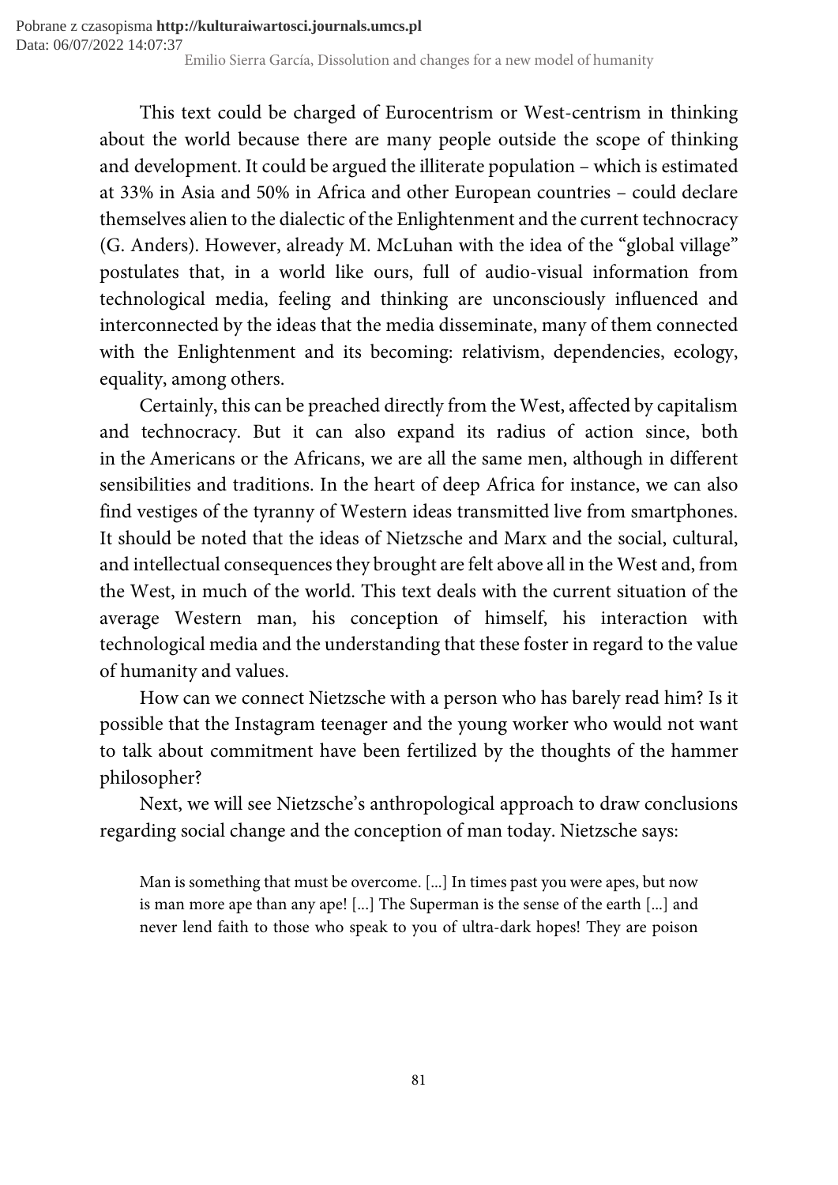This text could be charged of Eurocentrism or West-centrism in thinking about the world because there are many people outside the scope of thinking and development. It could be argued the illiterate population – which is estimated at 33% in Asia and 50% in Africa and other European countries – could declare themselves alien to the dialectic of the Enlightenment and the current technocracy (G. Anders). However, already M. McLuhan with the idea of the "global village" postulates that, in a world like ours, full of audio-visual information from technological media, feeling and thinking are unconsciously influenced and interconnected by the ideas that the media disseminate, many of them connected with the Enlightenment and its becoming: relativism, dependencies, ecology, equality, among others.

Certainly, this can be preached directly from the West, affected by capitalism and technocracy. But it can also expand its radius of action since, both in the Americans or the Africans, we are all the same men, although in different sensibilities and traditions. In the heart of deep Africa for instance, we can also find vestiges of the tyranny of Western ideas transmitted live from smartphones. It should be noted that the ideas of Nietzsche and Marx and the social, cultural, and intellectual consequences they brought are felt above all in the West and, from the West, in much of the world. This text deals with the current situation of the average Western man, his conception of himself, his interaction with technological media and the understanding that these foster in regard to the value of humanity and values.

How can we connect Nietzsche with a person who has barely read him? Is it possible that the Instagram teenager and the young worker who would not want to talk about commitment have been fertilized by the thoughts of the hammer philosopher?

Next, we will see Nietzsche's anthropological approach to draw conclusions regarding social change and the conception of man today. Nietzsche says:

> Man is something that must be overcome. [...] In times past you were apes, but now is man more ape than any ape! [...] The Superman is the sense of the earth [...] and never lend faith to those who speak to you of ultra-dark hopes! They are poison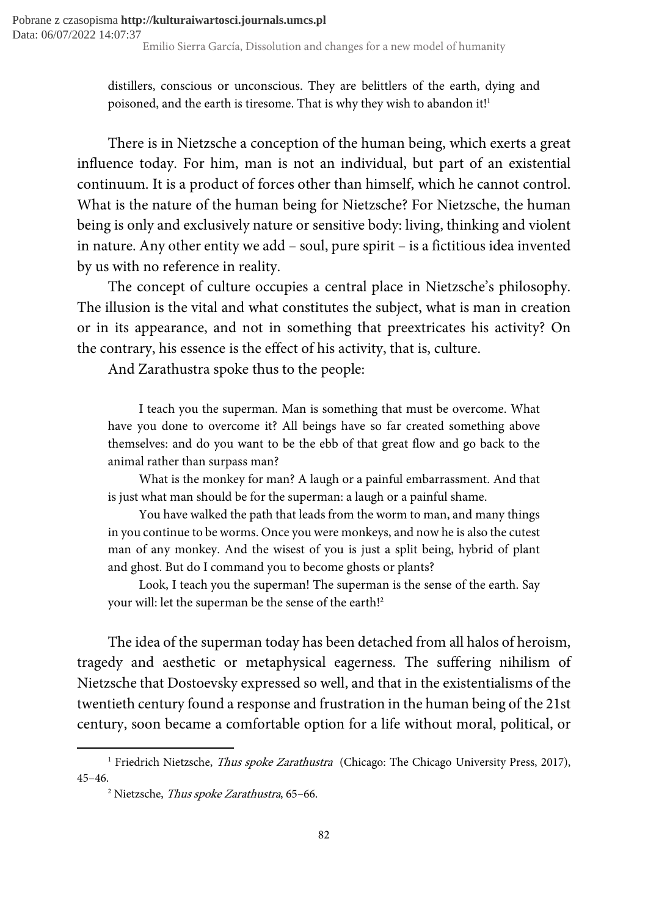distillers, conscious or unconscious. They are belittlers of the earth, dying and poisoned, and the earth is tiresome. That is why they wish to abandon it![1]

There is in Nietzsche a conception of the human being, which exerts a great influence today. For him, man is not an individual, but part of an existential continuum. It is a product of forces other than himself, which he cannot control. What is the nature of the human being for Nietzsche? For Nietzsche, the human being is only and exclusively nature or sensitive body: living, thinking and violent in nature. Any other entity we add – soul, pure spirit – is a fictitious idea invented by us with no reference in reality.

The concept of culture occupies a central place in Nietzsche's philosophy. The illusion is the vital and what constitutes the subject, what is man in creation or in its appearance, and not in something that preextricates his activity? On the contrary, his essence is the effect of his activity, that is, culture.

And Zarathustra spoke thus to the people:

> I teach you the superman. Man is something that must be overcome. What have you done to overcome it? All beings have so far created something above themselves: and do you want to be the ebb of that great flow and go back to the animal rather than surpass man?
>
> What is the monkey for man? A laugh or a painful embarrassment. And that is just what man should be for the superman: a laugh or a painful shame.
>
> You have walked the path that leads from the worm to man, and many things in you continue to be worms. Once you were monkeys, and now he is also the cutest man of any monkey. And the wisest of you is just a split being, hybrid of plant and ghost. But do I command you to become ghosts or plants?
>
> Look, I teach you the superman! The superman is the sense of the earth. Say your will: let the superman be the sense of the earth![2]

The idea of the superman today has been detached from all halos of heroism, tragedy and aesthetic or metaphysical eagerness. The suffering nihilism of Nietzsche that Dostoevsky expressed so well, and that in the existentialisms of the twentieth century found a response and frustration in the human being of the 21st century, soon became a comfortable option for a life without moral, political, or

---

[1] Friedrich Nietzsche, *Thus spoke Zarathustra* (Chicago: The Chicago University Press, 2017), 45–46.

[2] Nietzsche, *Thus spoke Zarathustra*, 65–66.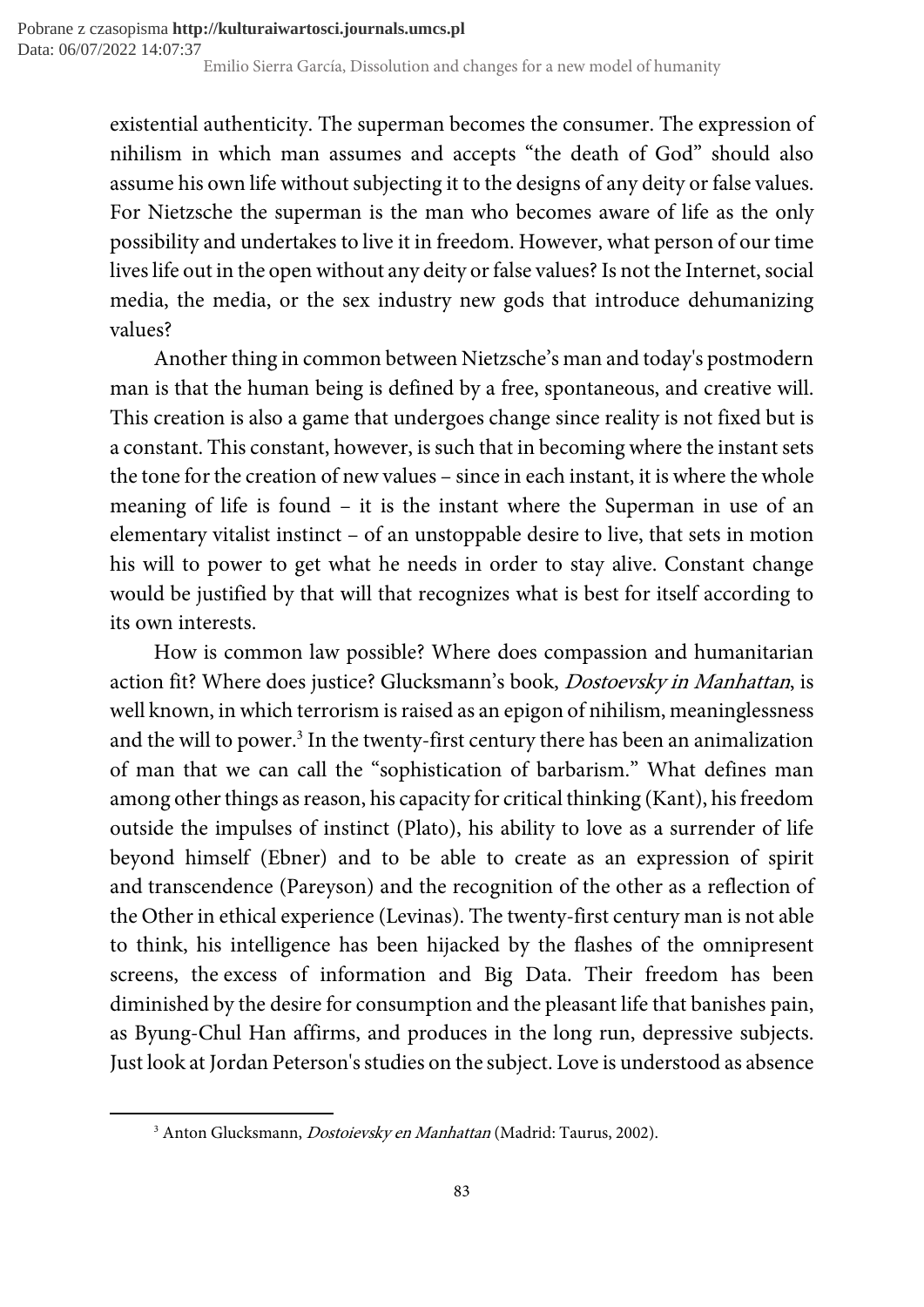existential authenticity. The superman becomes the consumer. The expression of nihilism in which man assumes and accepts "the death of God" should also assume his own life without subjecting it to the designs of any deity or false values. For Nietzsche the superman is the man who becomes aware of life as the only possibility and undertakes to live it in freedom. However, what person of our time lives life out in the open without any deity or false values? Is not the Internet, social media, the media, or the sex industry new gods that introduce dehumanizing values?

Another thing in common between Nietzsche's man and today's postmodern man is that the human being is defined by a free, spontaneous, and creative will. This creation is also a game that undergoes change since reality is not fixed but is a constant. This constant, however, is such that in becoming where the instant sets the tone for the creation of new values – since in each instant, it is where the whole meaning of life is found – it is the instant where the Superman in use of an elementary vitalist instinct – of an unstoppable desire to live, that sets in motion his will to power to get what he needs in order to stay alive. Constant change would be justified by that will that recognizes what is best for itself according to its own interests.

How is common law possible? Where does compassion and humanitarian action fit? Where does justice? Glucksmann's book, *Dostoevsky in Manhattan*, is well known, in which terrorism is raised as an epigon of nihilism, meaninglessness and the will to power.[3] In the twenty-first century there has been an animalization of man that we can call the "sophistication of barbarism." What defines man among other things as reason, his capacity for critical thinking (Kant), his freedom outside the impulses of instinct (Plato), his ability to love as a surrender of life beyond himself (Ebner) and to be able to create as an expression of spirit and transcendence (Pareyson) and the recognition of the other as a reflection of the Other in ethical experience (Levinas). The twenty-first century man is not able to think, his intelligence has been hijacked by the flashes of the omnipresent screens, the excess of information and Big Data. Their freedom has been diminished by the desire for consumption and the pleasant life that banishes pain, as Byung-Chul Han affirms, and produces in the long run, depressive subjects. Just look at Jordan Peterson's studies on the subject. Love is understood as absence

[3] Anton Glucksmann, *Dostoievsky en Manhattan* (Madrid: Taurus, 2002).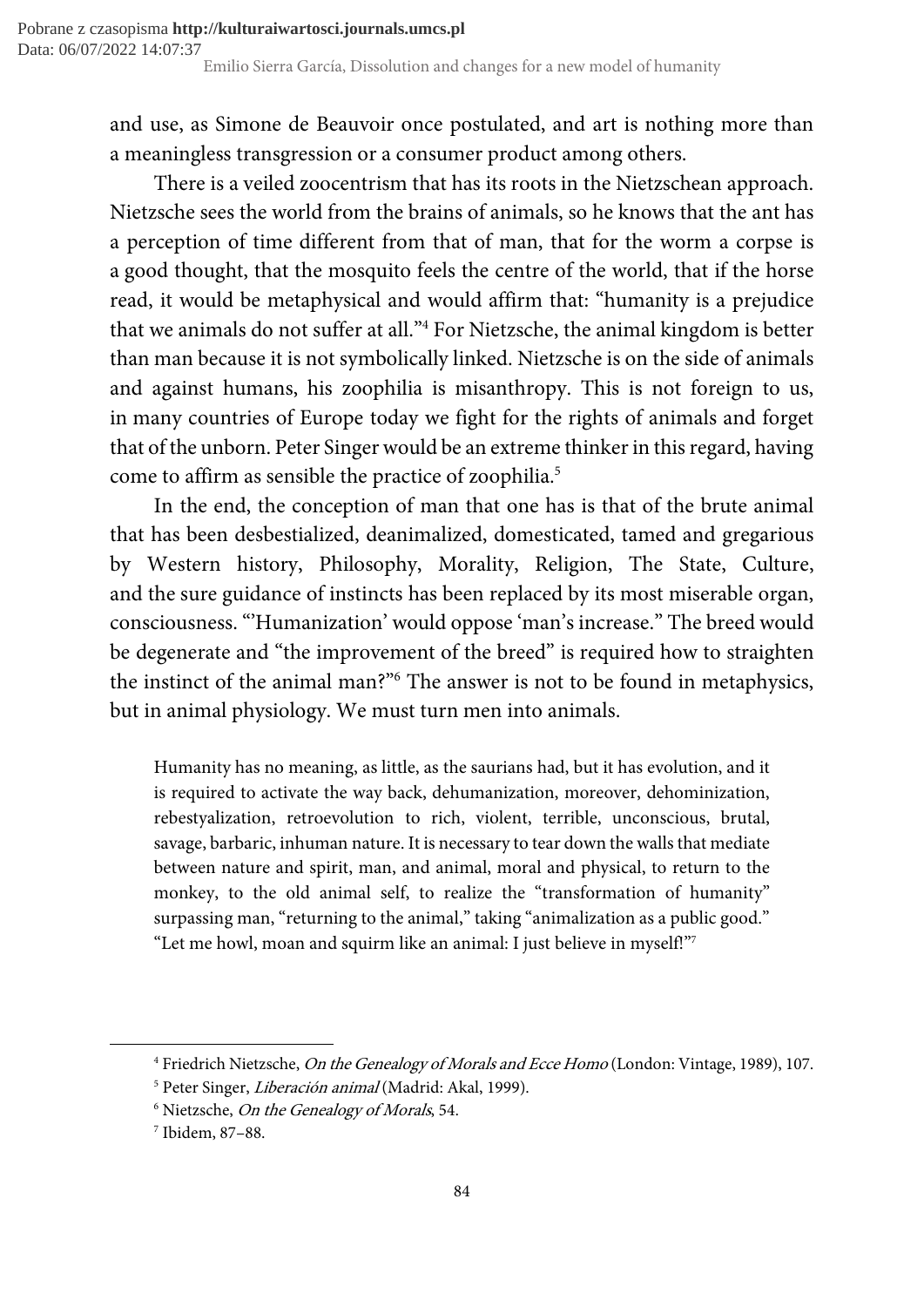and use, as Simone de Beauvoir once postulated, and art is nothing more than a meaningless transgression or a consumer product among others.

There is a veiled zoocentrism that has its roots in the Nietzschean approach. Nietzsche sees the world from the brains of animals, so he knows that the ant has a perception of time different from that of man, that for the worm a corpse is a good thought, that the mosquito feels the centre of the world, that if the horse read, it would be metaphysical and would affirm that: "humanity is a prejudice that we animals do not suffer at all."[4] For Nietzsche, the animal kingdom is better than man because it is not symbolically linked. Nietzsche is on the side of animals and against humans, his zoophilia is misanthropy. This is not foreign to us, in many countries of Europe today we fight for the rights of animals and forget that of the unborn. Peter Singer would be an extreme thinker in this regard, having come to affirm as sensible the practice of zoophilia.[5]

In the end, the conception of man that one has is that of the brute animal that has been desbestialized, deanimalized, domesticated, tamed and gregarious by Western history, Philosophy, Morality, Religion, The State, Culture, and the sure guidance of instincts has been replaced by its most miserable organ, consciousness. "'Humanization' would oppose 'man's increase." The breed would be degenerate and "the improvement of the breed" is required how to straighten the instinct of the animal man?"[6] The answer is not to be found in metaphysics, but in animal physiology. We must turn men into animals.

> Humanity has no meaning, as little, as the saurians had, but it has evolution, and it is required to activate the way back, dehumanization, moreover, dehominization, rebestyalization, retroevolution to rich, violent, terrible, unconscious, brutal, savage, barbaric, inhuman nature. It is necessary to tear down the walls that mediate between nature and spirit, man, and animal, moral and physical, to return to the monkey, to the old animal self, to realize the "transformation of humanity" surpassing man, "returning to the animal," taking "animalization as a public good." "Let me howl, moan and squirm like an animal: I just believe in myself!"[7]

---

[4] Friedrich Nietzsche, *On the Genealogy of Morals and Ecce Homo* (London: Vintage, 1989), 107.

[5] Peter Singer, *Liberación animal* (Madrid: Akal, 1999).

[6] Nietzsche, *On the Genealogy of Morals*, 54.

[7] Ibidem, 87–88.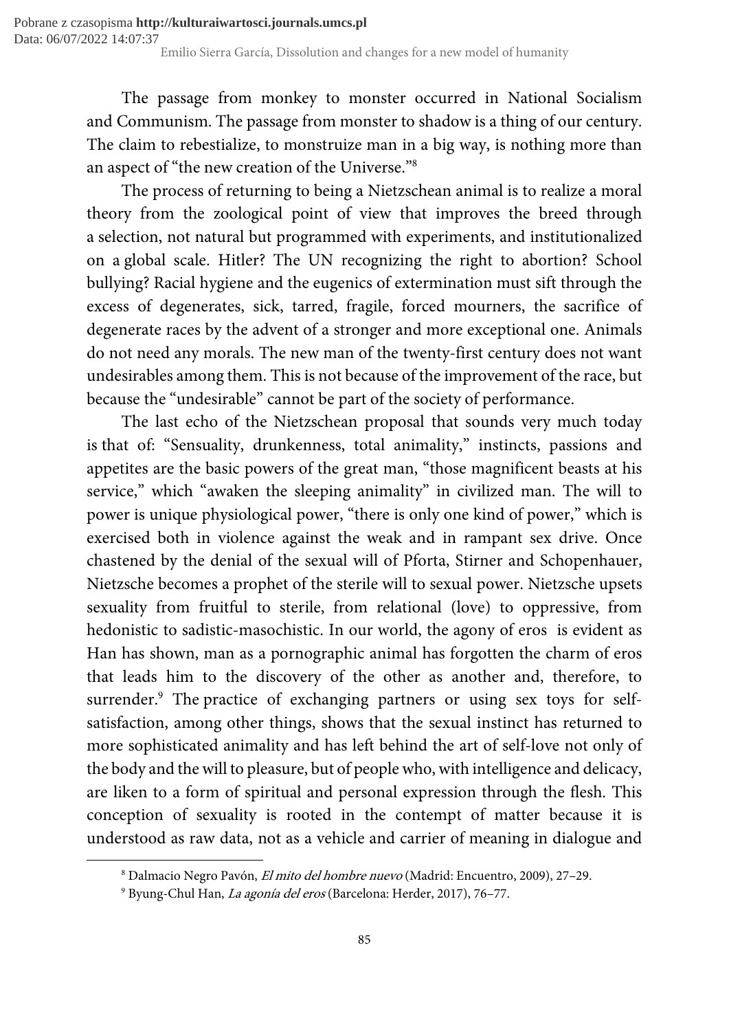The passage from monkey to monster occurred in National Socialism and Communism. The passage from monster to shadow is a thing of our century. The claim to rebestialize, to monstruize man in a big way, is nothing more than an aspect of "the new creation of the Universe."[8]

The process of returning to being a Nietzschean animal is to realize a moral theory from the zoological point of view that improves the breed through a selection, not natural but programmed with experiments, and institutionalized on a global scale. Hitler? The UN recognizing the right to abortion? School bullying? Racial hygiene and the eugenics of extermination must sift through the excess of degenerates, sick, tarred, fragile, forced mourners, the sacrifice of degenerate races by the advent of a stronger and more exceptional one. Animals do not need any morals. The new man of the twenty-first century does not want undesirables among them. This is not because of the improvement of the race, but because the "undesirable" cannot be part of the society of performance.

The last echo of the Nietzschean proposal that sounds very much today is that of: "Sensuality, drunkenness, total animality," instincts, passions and appetites are the basic powers of the great man, "those magnificent beasts at his service," which "awaken the sleeping animality" in civilized man. The will to power is unique physiological power, "there is only one kind of power," which is exercised both in violence against the weak and in rampant sex drive. Once chastened by the denial of the sexual will of Pforta, Stirner and Schopenhauer, Nietzsche becomes a prophet of the sterile will to sexual power. Nietzsche upsets sexuality from fruitful to sterile, from relational (love) to oppressive, from hedonistic to sadistic-masochistic. In our world, the agony of eros is evident as Han has shown, man as a pornographic animal has forgotten the charm of eros that leads him to the discovery of the other as another and, therefore, to surrender.[9] The practice of exchanging partners or using sex toys for self-satisfaction, among other things, shows that the sexual instinct has returned to more sophisticated animality and has left behind the art of self-love not only of the body and the will to pleasure, but of people who, with intelligence and delicacy, are liken to a form of spiritual and personal expression through the flesh. This conception of sexuality is rooted in the contempt of matter because it is understood as raw data, not as a vehicle and carrier of meaning in dialogue and

---

[8] Dalmacio Negro Pavón, *El mito del hombre nuevo* (Madrid: Encuentro, 2009), 27–29.

[9] Byung-Chul Han, *La agonía del eros* (Barcelona: Herder, 2017), 76–77.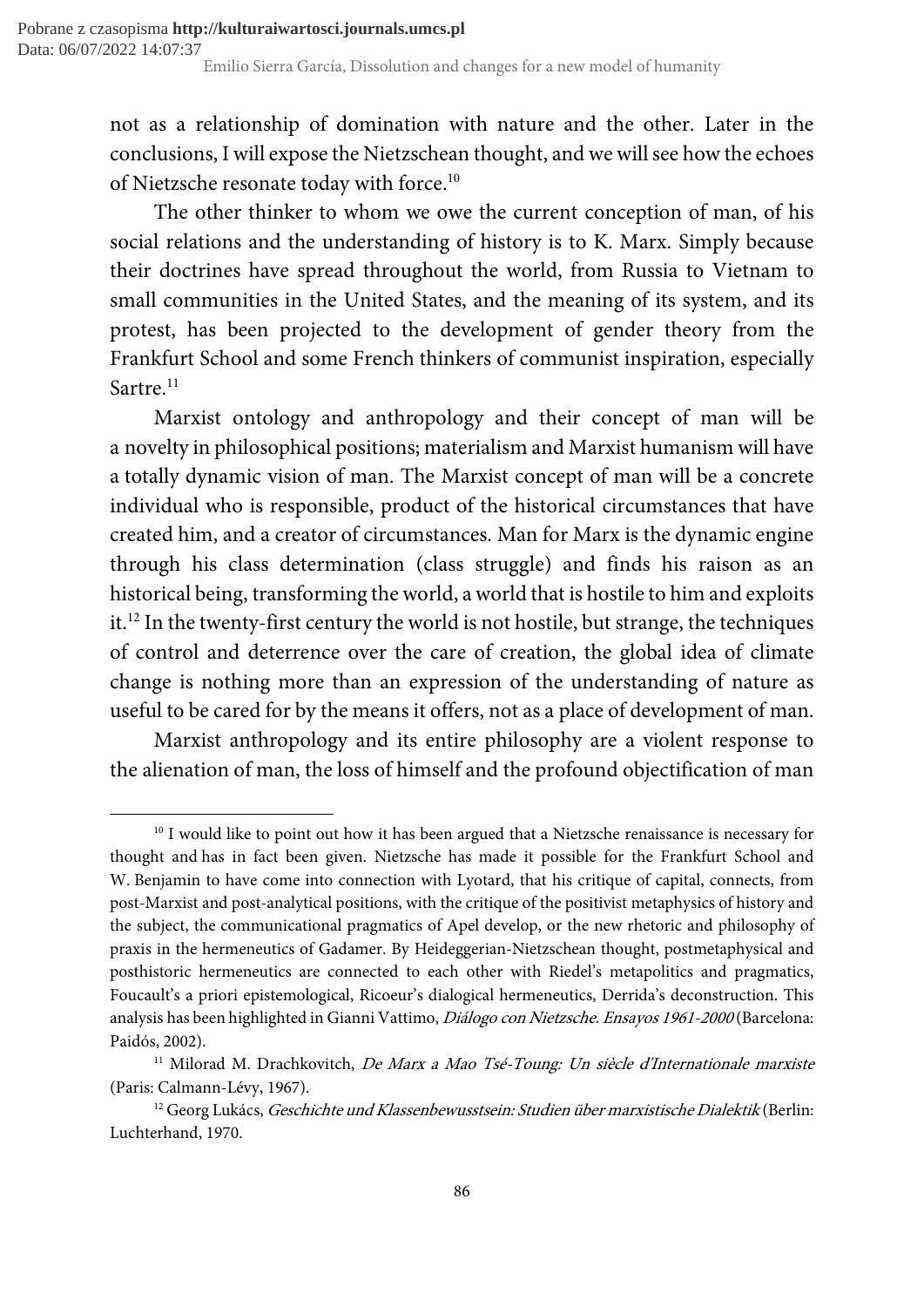not as a relationship of domination with nature and the other. Later in the conclusions, I will expose the Nietzschean thought, and we will see how the echoes of Nietzsche resonate today with force.[10]

The other thinker to whom we owe the current conception of man, of his social relations and the understanding of history is to K. Marx. Simply because their doctrines have spread throughout the world, from Russia to Vietnam to small communities in the United States, and the meaning of its system, and its protest, has been projected to the development of gender theory from the Frankfurt School and some French thinkers of communist inspiration, especially Sartre.[11]

Marxist ontology and anthropology and their concept of man will be a novelty in philosophical positions; materialism and Marxist humanism will have a totally dynamic vision of man. The Marxist concept of man will be a concrete individual who is responsible, product of the historical circumstances that have created him, and a creator of circumstances. Man for Marx is the dynamic engine through his class determination (class struggle) and finds his raison as an historical being, transforming the world, a world that is hostile to him and exploits it.[12] In the twenty-first century the world is not hostile, but strange, the techniques of control and deterrence over the care of creation, the global idea of climate change is nothing more than an expression of the understanding of nature as useful to be cared for by the means it offers, not as a place of development of man.

Marxist anthropology and its entire philosophy are a violent response to the alienation of man, the loss of himself and the profound objectification of man

---

[10] I would like to point out how it has been argued that a Nietzsche renaissance is necessary for thought and has in fact been given. Nietzsche has made it possible for the Frankfurt School and W. Benjamin to have come into connection with Lyotard, that his critique of capital, connects, from post-Marxist and post-analytical positions, with the critique of the positivist metaphysics of history and the subject, the communicational pragmatics of Apel develop, or the new rhetoric and philosophy of praxis in the hermeneutics of Gadamer. By Heideggerian-Nietzschean thought, postmetaphysical and posthistoric hermeneutics are connected to each other with Riedel's metapolitics and pragmatics, Foucault's a priori epistemological, Ricoeur's dialogical hermeneutics, Derrida's deconstruction. This analysis has been highlighted in Gianni Vattimo, *Diálogo con Nietzsche. Ensayos 1961-2000* (Barcelona: Paidós, 2002).

[11] Milorad M. Drachkovitch, *De Marx a Mao Tsé-Toung: Un siècle d'Internationale marxiste* (Paris: Calmann-Lévy, 1967).

[12] Georg Lukács, *Geschichte und Klassenbewusstsein: Studien über marxistische Dialektik* (Berlin: Luchterhand, 1970.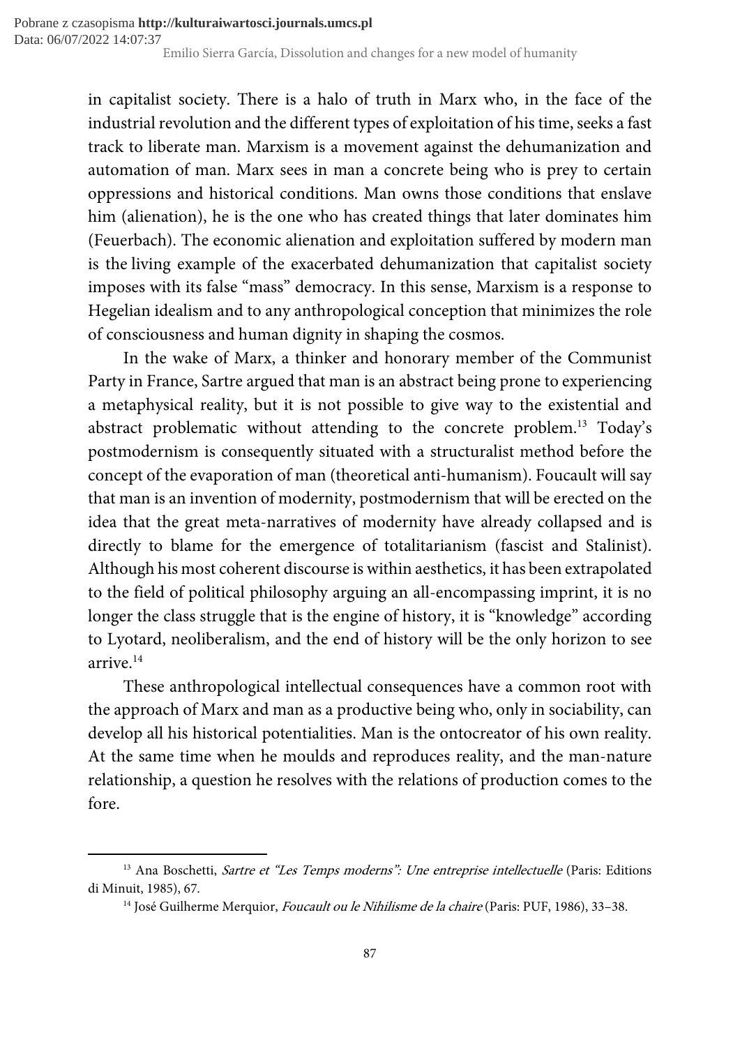in capitalist society. There is a halo of truth in Marx who, in the face of the industrial revolution and the different types of exploitation of his time, seeks a fast track to liberate man. Marxism is a movement against the dehumanization and automation of man. Marx sees in man a concrete being who is prey to certain oppressions and historical conditions. Man owns those conditions that enslave him (alienation), he is the one who has created things that later dominates him (Feuerbach). The economic alienation and exploitation suffered by modern man is the living example of the exacerbated dehumanization that capitalist society imposes with its false "mass" democracy. In this sense, Marxism is a response to Hegelian idealism and to any anthropological conception that minimizes the role of consciousness and human dignity in shaping the cosmos.

In the wake of Marx, a thinker and honorary member of the Communist Party in France, Sartre argued that man is an abstract being prone to experiencing a metaphysical reality, but it is not possible to give way to the existential and abstract problematic without attending to the concrete problem.[13] Today's postmodernism is consequently situated with a structuralist method before the concept of the evaporation of man (theoretical anti-humanism). Foucault will say that man is an invention of modernity, postmodernism that will be erected on the idea that the great meta-narratives of modernity have already collapsed and is directly to blame for the emergence of totalitarianism (fascist and Stalinist). Although his most coherent discourse is within aesthetics, it has been extrapolated to the field of political philosophy arguing an all-encompassing imprint, it is no longer the class struggle that is the engine of history, it is "knowledge" according to Lyotard, neoliberalism, and the end of history will be the only horizon to see arrive.[14]

These anthropological intellectual consequences have a common root with the approach of Marx and man as a productive being who, only in sociability, can develop all his historical potentialities. Man is the ontocreator of his own reality. At the same time when he moulds and reproduces reality, and the man-nature relationship, a question he resolves with the relations of production comes to the fore.

---

[13] Ana Boschetti, *Sartre et "Les Temps moderns": Une entreprise intellectuelle* (Paris: Editions di Minuit, 1985), 67.

[14] José Guilherme Merquior, *Foucault ou le Nihilisme de la chaire* (Paris: PUF, 1986), 33–38.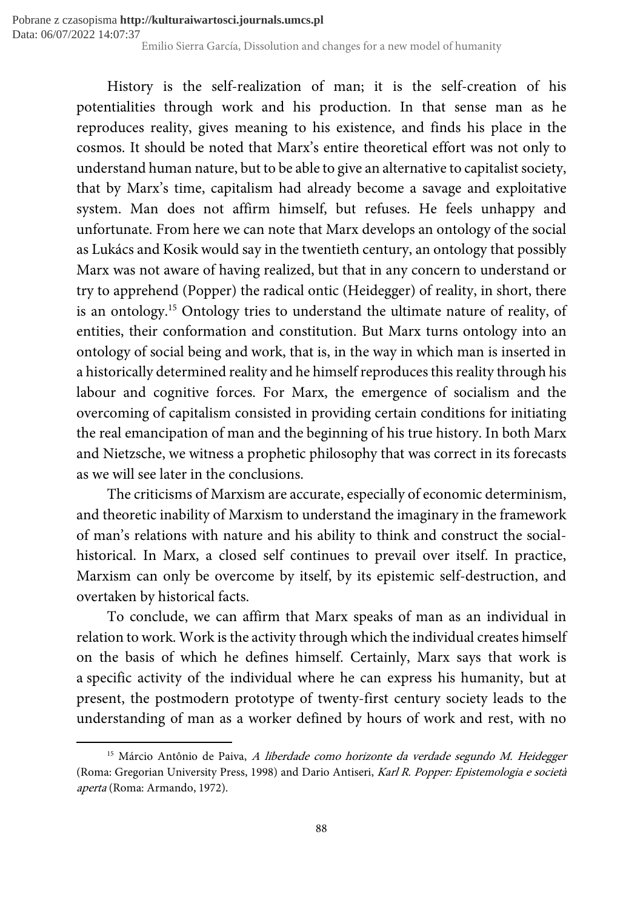History is the self-realization of man; it is the self-creation of his potentialities through work and his production. In that sense man as he reproduces reality, gives meaning to his existence, and finds his place in the cosmos. It should be noted that Marx's entire theoretical effort was not only to understand human nature, but to be able to give an alternative to capitalist society, that by Marx's time, capitalism had already become a savage and exploitative system. Man does not affirm himself, but refuses. He feels unhappy and unfortunate. From here we can note that Marx develops an ontology of the social as Lukács and Kosik would say in the twentieth century, an ontology that possibly Marx was not aware of having realized, but that in any concern to understand or try to apprehend (Popper) the radical ontic (Heidegger) of reality, in short, there is an ontology.[15] Ontology tries to understand the ultimate nature of reality, of entities, their conformation and constitution. But Marx turns ontology into an ontology of social being and work, that is, in the way in which man is inserted in a historically determined reality and he himself reproduces this reality through his labour and cognitive forces. For Marx, the emergence of socialism and the overcoming of capitalism consisted in providing certain conditions for initiating the real emancipation of man and the beginning of his true history. In both Marx and Nietzsche, we witness a prophetic philosophy that was correct in its forecasts as we will see later in the conclusions.

The criticisms of Marxism are accurate, especially of economic determinism, and theoretic inability of Marxism to understand the imaginary in the framework of man's relations with nature and his ability to think and construct the social-historical. In Marx, a closed self continues to prevail over itself. In practice, Marxism can only be overcome by itself, by its epistemic self-destruction, and overtaken by historical facts.

To conclude, we can affirm that Marx speaks of man as an individual in relation to work. Work is the activity through which the individual creates himself on the basis of which he defines himself. Certainly, Marx says that work is a specific activity of the individual where he can express his humanity, but at present, the postmodern prototype of twenty-first century society leads to the understanding of man as a worker defined by hours of work and rest, with no

---

[15] Márcio Antônio de Paiva, *A liberdade como horizonte da verdade segundo M. Heidegger* (Roma: Gregorian University Press, 1998) and Dario Antiseri, *Karl R. Popper: Epistemologia e società aperta* (Roma: Armando, 1972).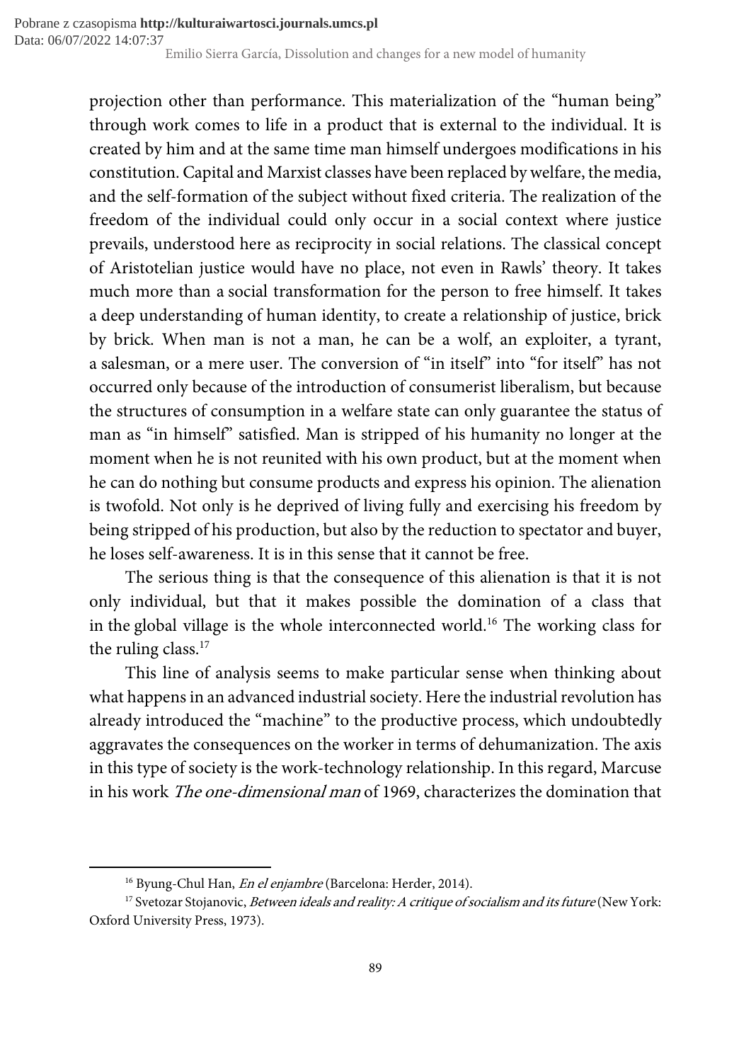projection other than performance. This materialization of the "human being" through work comes to life in a product that is external to the individual. It is created by him and at the same time man himself undergoes modifications in his constitution. Capital and Marxist classes have been replaced by welfare, the media, and the self-formation of the subject without fixed criteria. The realization of the freedom of the individual could only occur in a social context where justice prevails, understood here as reciprocity in social relations. The classical concept of Aristotelian justice would have no place, not even in Rawls' theory. It takes much more than a social transformation for the person to free himself. It takes a deep understanding of human identity, to create a relationship of justice, brick by brick. When man is not a man, he can be a wolf, an exploiter, a tyrant, a salesman, or a mere user. The conversion of "in itself" into "for itself" has not occurred only because of the introduction of consumerist liberalism, but because the structures of consumption in a welfare state can only guarantee the status of man as "in himself" satisfied. Man is stripped of his humanity no longer at the moment when he is not reunited with his own product, but at the moment when he can do nothing but consume products and express his opinion. The alienation is twofold. Not only is he deprived of living fully and exercising his freedom by being stripped of his production, but also by the reduction to spectator and buyer, he loses self-awareness. It is in this sense that it cannot be free.

The serious thing is that the consequence of this alienation is that it is not only individual, but that it makes possible the domination of a class that in the global village is the whole interconnected world.[16] The working class for the ruling class.[17]

This line of analysis seems to make particular sense when thinking about what happens in an advanced industrial society. Here the industrial revolution has already introduced the "machine" to the productive process, which undoubtedly aggravates the consequences on the worker in terms of dehumanization. The axis in this type of society is the work-technology relationship. In this regard, Marcuse in his work *The one-dimensional man* of 1969, characterizes the domination that

[16] Byung-Chul Han, *En el enjambre* (Barcelona: Herder, 2014).

[17] Svetozar Stojanovic, *Between ideals and reality: A critique of socialism and its future* (New York: Oxford University Press, 1973).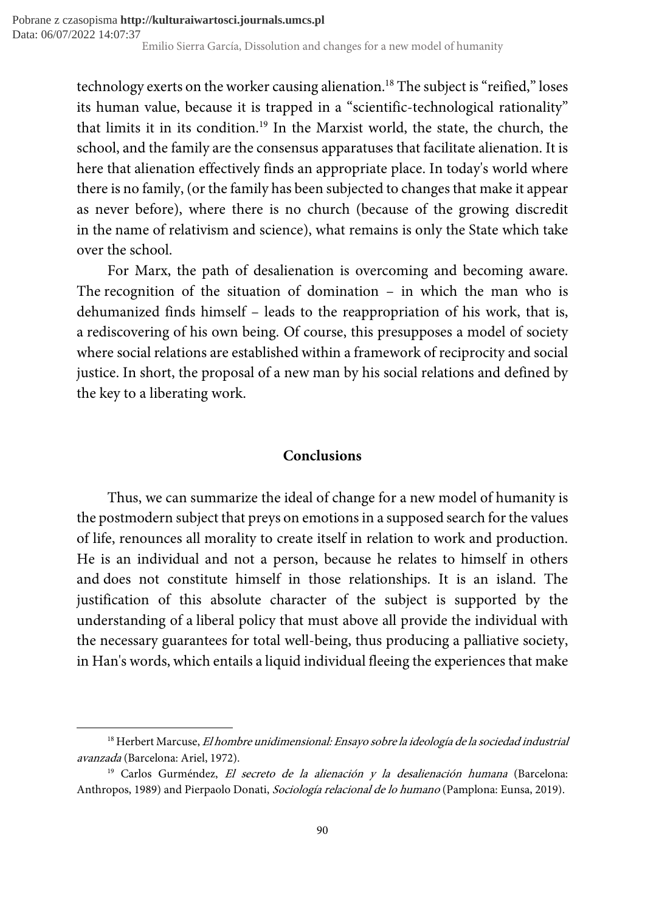technology exerts on the worker causing alienation.[18] The subject is "reified," loses its human value, because it is trapped in a "scientific-technological rationality" that limits it in its condition.[19] In the Marxist world, the state, the church, the school, and the family are the consensus apparatuses that facilitate alienation. It is here that alienation effectively finds an appropriate place. In today's world where there is no family, (or the family has been subjected to changes that make it appear as never before), where there is no church (because of the growing discredit in the name of relativism and science), what remains is only the State which take over the school.

For Marx, the path of desalienation is overcoming and becoming aware. The recognition of the situation of domination – in which the man who is dehumanized finds himself – leads to the reappropriation of his work, that is, a rediscovering of his own being. Of course, this presupposes a model of society where social relations are established within a framework of reciprocity and social justice. In short, the proposal of a new man by his social relations and defined by the key to a liberating work.

## Conclusions

Thus, we can summarize the ideal of change for a new model of humanity is the postmodern subject that preys on emotions in a supposed search for the values of life, renounces all morality to create itself in relation to work and production. He is an individual and not a person, because he relates to himself in others and does not constitute himself in those relationships. It is an island. The justification of this absolute character of the subject is supported by the understanding of a liberal policy that must above all provide the individual with the necessary guarantees for total well-being, thus producing a palliative society, in Han's words, which entails a liquid individual fleeing the experiences that make

---

[18] Herbert Marcuse, *El hombre unidimensional: Ensayo sobre la ideología de la sociedad industrial avanzada* (Barcelona: Ariel, 1972).

[19] Carlos Gurméndez, *El secreto de la alienación y la desalienación humana* (Barcelona: Anthropos, 1989) and Pierpaolo Donati, *Sociología relacional de lo humano* (Pamplona: Eunsa, 2019).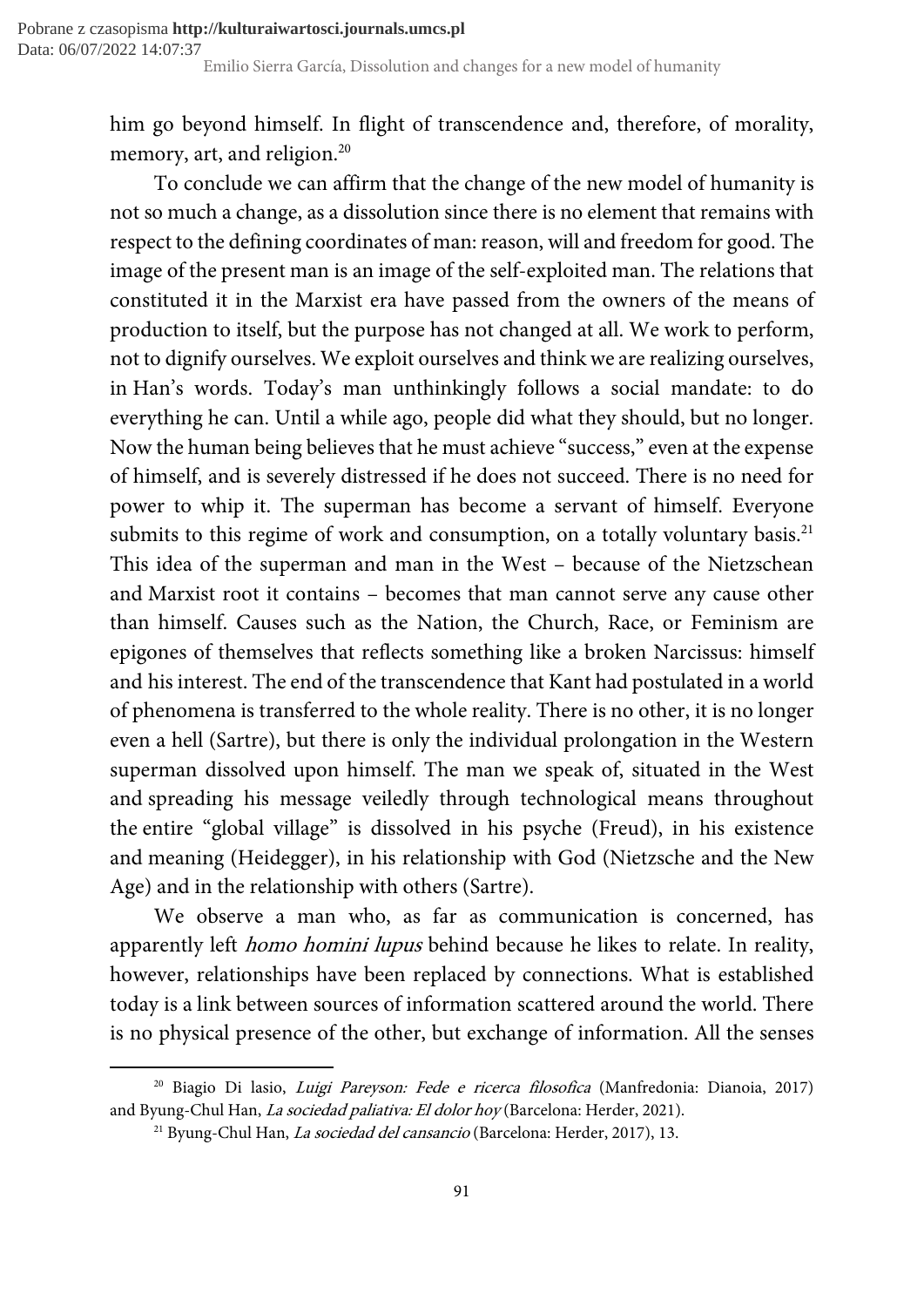him go beyond himself. In flight of transcendence and, therefore, of morality, memory, art, and religion.[20]

To conclude we can affirm that the change of the new model of humanity is not so much a change, as a dissolution since there is no element that remains with respect to the defining coordinates of man: reason, will and freedom for good. The image of the present man is an image of the self-exploited man. The relations that constituted it in the Marxist era have passed from the owners of the means of production to itself, but the purpose has not changed at all. We work to perform, not to dignify ourselves. We exploit ourselves and think we are realizing ourselves, in Han's words. Today's man unthinkingly follows a social mandate: to do everything he can. Until a while ago, people did what they should, but no longer. Now the human being believes that he must achieve "success," even at the expense of himself, and is severely distressed if he does not succeed. There is no need for power to whip it. The superman has become a servant of himself. Everyone submits to this regime of work and consumption, on a totally voluntary basis.[21] This idea of the superman and man in the West – because of the Nietzschean and Marxist root it contains – becomes that man cannot serve any cause other than himself. Causes such as the Nation, the Church, Race, or Feminism are epigones of themselves that reflects something like a broken Narcissus: himself and his interest. The end of the transcendence that Kant had postulated in a world of phenomena is transferred to the whole reality. There is no other, it is no longer even a hell (Sartre), but there is only the individual prolongation in the Western superman dissolved upon himself. The man we speak of, situated in the West and spreading his message veiledly through technological means throughout the entire "global village" is dissolved in his psyche (Freud), in his existence and meaning (Heidegger), in his relationship with God (Nietzsche and the New Age) and in the relationship with others (Sartre).

We observe a man who, as far as communication is concerned, has apparently left *homo homini lupus* behind because he likes to relate. In reality, however, relationships have been replaced by connections. What is established today is a link between sources of information scattered around the world. There is no physical presence of the other, but exchange of information. All the senses

---

[20] Biagio Di lasio, *Luigi Pareyson: Fede e ricerca filosofica* (Manfredonia: Dianoia, 2017) and Byung-Chul Han, *La sociedad paliativa: El dolor hoy* (Barcelona: Herder, 2021).

[21] Byung-Chul Han, *La sociedad del cansancio* (Barcelona: Herder, 2017), 13.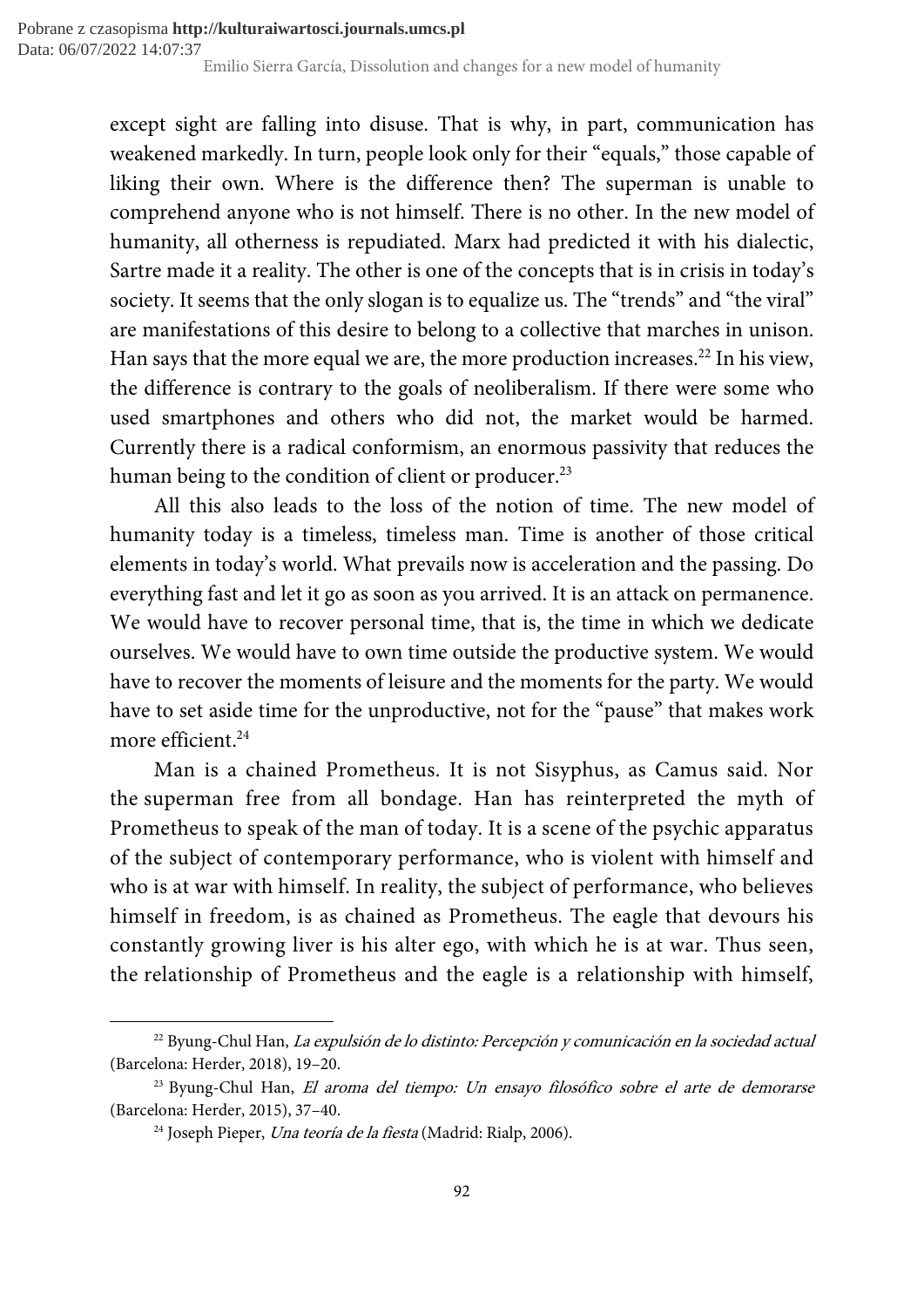except sight are falling into disuse. That is why, in part, communication has weakened markedly. In turn, people look only for their "equals," those capable of liking their own. Where is the difference then? The superman is unable to comprehend anyone who is not himself. There is no other. In the new model of humanity, all otherness is repudiated. Marx had predicted it with his dialectic, Sartre made it a reality. The other is one of the concepts that is in crisis in today's society. It seems that the only slogan is to equalize us. The "trends" and "the viral" are manifestations of this desire to belong to a collective that marches in unison. Han says that the more equal we are, the more production increases.[22] In his view, the difference is contrary to the goals of neoliberalism. If there were some who used smartphones and others who did not, the market would be harmed. Currently there is a radical conformism, an enormous passivity that reduces the human being to the condition of client or producer.[23]

All this also leads to the loss of the notion of time. The new model of humanity today is a timeless, timeless man. Time is another of those critical elements in today's world. What prevails now is acceleration and the passing. Do everything fast and let it go as soon as you arrived. It is an attack on permanence. We would have to recover personal time, that is, the time in which we dedicate ourselves. We would have to own time outside the productive system. We would have to recover the moments of leisure and the moments for the party. We would have to set aside time for the unproductive, not for the "pause" that makes work more efficient.[24]

Man is a chained Prometheus. It is not Sisyphus, as Camus said. Nor the superman free from all bondage. Han has reinterpreted the myth of Prometheus to speak of the man of today. It is a scene of the psychic apparatus of the subject of contemporary performance, who is violent with himself and who is at war with himself. In reality, the subject of performance, who believes himself in freedom, is as chained as Prometheus. The eagle that devours his constantly growing liver is his alter ego, with which he is at war. Thus seen, the relationship of Prometheus and the eagle is a relationship with himself,

---

[22] Byung-Chul Han, *La expulsión de lo distinto: Percepción y comunicación en la sociedad actual* (Barcelona: Herder, 2018), 19–20.

[23] Byung-Chul Han, *El aroma del tiempo: Un ensayo filosófico sobre el arte de demorarse* (Barcelona: Herder, 2015), 37–40.

[24] Joseph Pieper, *Una teoría de la fiesta* (Madrid: Rialp, 2006).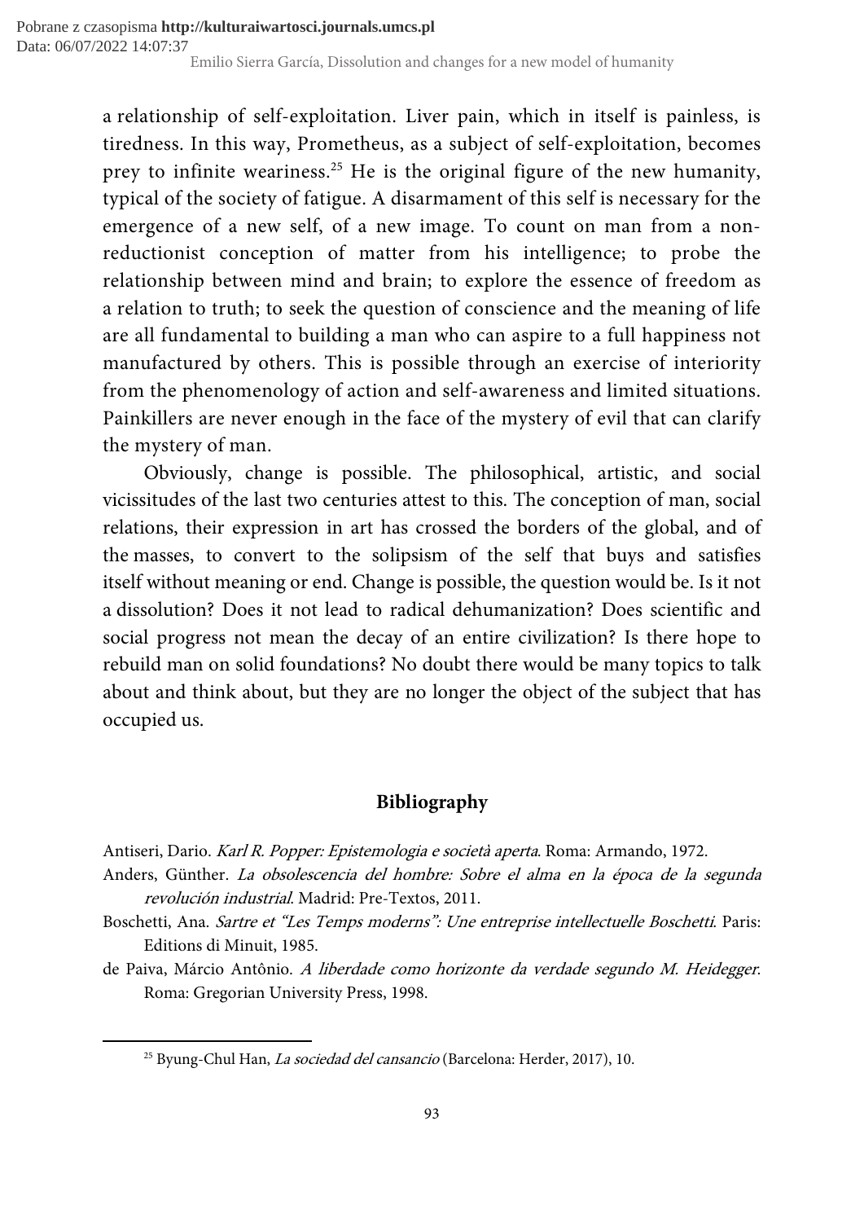a relationship of self-exploitation. Liver pain, which in itself is painless, is tiredness. In this way, Prometheus, as a subject of self-exploitation, becomes prey to infinite weariness.[25] He is the original figure of the new humanity, typical of the society of fatigue. A disarmament of this self is necessary for the emergence of a new self, of a new image. To count on man from a non-reductionist conception of matter from his intelligence; to probe the relationship between mind and brain; to explore the essence of freedom as a relation to truth; to seek the question of conscience and the meaning of life are all fundamental to building a man who can aspire to a full happiness not manufactured by others. This is possible through an exercise of interiority from the phenomenology of action and self-awareness and limited situations. Painkillers are never enough in the face of the mystery of evil that can clarify the mystery of man.

Obviously, change is possible. The philosophical, artistic, and social vicissitudes of the last two centuries attest to this. The conception of man, social relations, their expression in art has crossed the borders of the global, and of the masses, to convert to the solipsism of the self that buys and satisfies itself without meaning or end. Change is possible, the question would be. Is it not a dissolution? Does it not lead to radical dehumanization? Does scientific and social progress not mean the decay of an entire civilization? Is there hope to rebuild man on solid foundations? No doubt there would be many topics to talk about and think about, but they are no longer the object of the subject that has occupied us.

## Bibliography

Antiseri, Dario. *Karl R. Popper: Epistemologia e società aperta*. Roma: Armando, 1972.

Anders, Günther. *La obsolescencia del hombre: Sobre el alma en la época de la segunda revolución industrial*. Madrid: Pre-Textos, 2011.

Boschetti, Ana. *Sartre et "Les Temps moderns": Une entreprise intellectuelle Boschetti*. Paris: Editions di Minuit, 1985.

de Paiva, Márcio Antônio. *A liberdade como horizonte da verdade segundo M. Heidegger*. Roma: Gregorian University Press, 1998.

[25] Byung-Chul Han, *La sociedad del cansancio* (Barcelona: Herder, 2017), 10.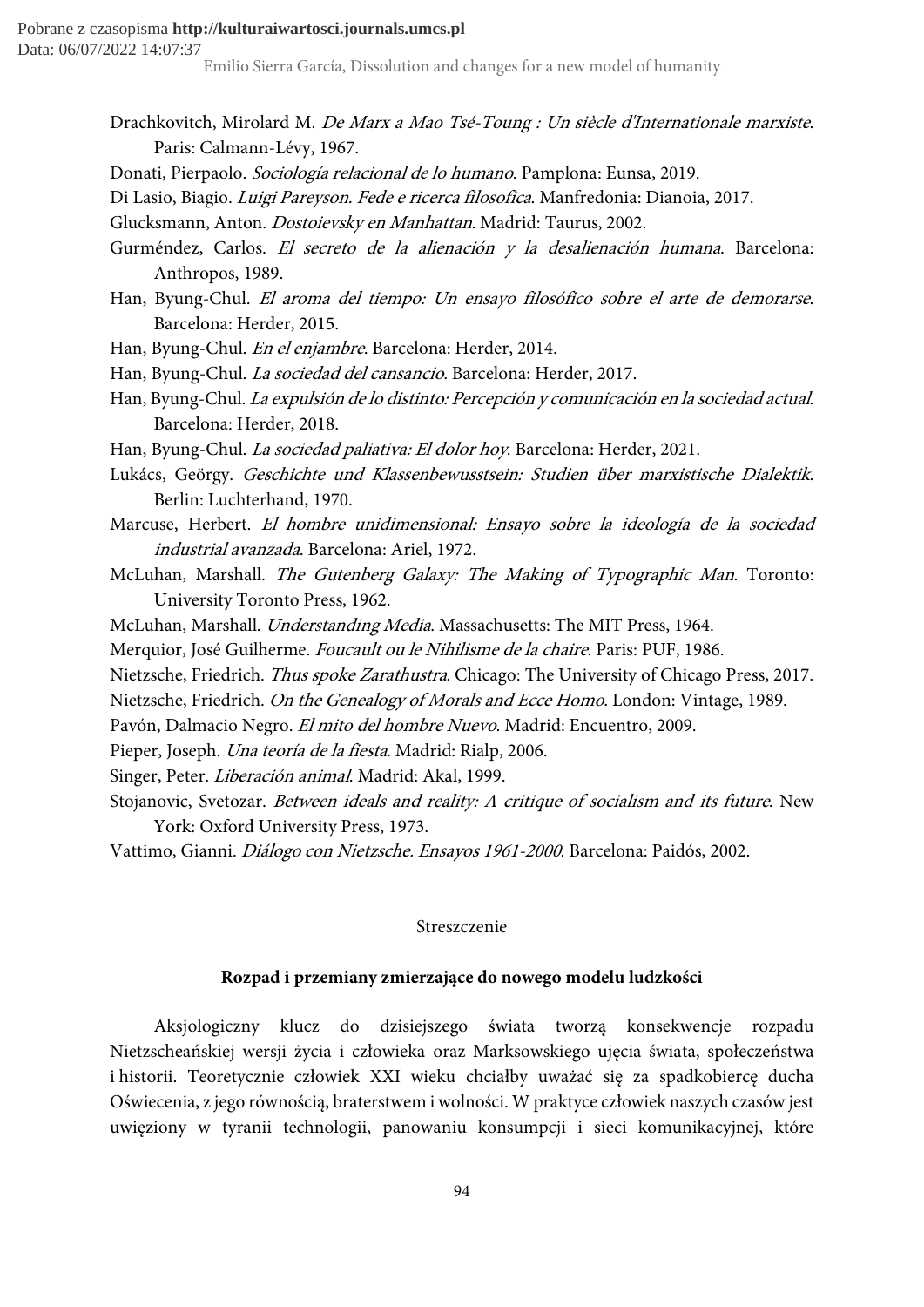Drachkovitch, Mirolard M. *De Marx a Mao Tsé-Toung : Un siècle d'Internationale marxiste*. Paris: Calmann-Lévy, 1967.

Donati, Pierpaolo. *Sociología relacional de lo humano*. Pamplona: Eunsa, 2019.

Di Lasio, Biagio. *Luigi Pareyson. Fede e ricerca filosofica*. Manfredonia: Dianoia, 2017.

Glucksmann, Anton. *Dostoievsky en Manhattan*. Madrid: Taurus, 2002.

Gurméndez, Carlos. *El secreto de la alienación y la desalienación humana*. Barcelona: Anthropos, 1989.

Han, Byung-Chul. *El aroma del tiempo: Un ensayo filosófico sobre el arte de demorarse*. Barcelona: Herder, 2015.

Han, Byung-Chul. *En el enjambre*. Barcelona: Herder, 2014.

Han, Byung-Chul. *La sociedad del cansancio*. Barcelona: Herder, 2017.

Han, Byung-Chul. *La expulsión de lo distinto: Percepción y comunicación en la sociedad actual*. Barcelona: Herder, 2018.

Han, Byung-Chul. *La sociedad paliativa: El dolor hoy*. Barcelona: Herder, 2021.

Lukács, Geörgy. *Geschichte und Klassenbewusstsein: Studien über marxistische Dialektik*. Berlin: Luchterhand, 1970.

Marcuse, Herbert. *El hombre unidimensional: Ensayo sobre la ideología de la sociedad industrial avanzada*. Barcelona: Ariel, 1972.

McLuhan, Marshall. *The Gutenberg Galaxy: The Making of Typographic Man*. Toronto: University Toronto Press, 1962.

McLuhan, Marshall. *Understanding Media*. Massachusetts: The MIT Press, 1964.

Merquior, José Guilherme. *Foucault ou le Nihilisme de la chaire*. Paris: PUF, 1986.

Nietzsche, Friedrich. *Thus spoke Zarathustra*. Chicago: The University of Chicago Press, 2017.

Nietzsche, Friedrich. *On the Genealogy of Morals and Ecce Homo*. London: Vintage, 1989.

Pavón, Dalmacio Negro. *El mito del hombre Nuevo*. Madrid: Encuentro, 2009.

Pieper, Joseph. *Una teoría de la fiesta*. Madrid: Rialp, 2006.

Singer, Peter. *Liberación animal*. Madrid: Akal, 1999.

Stojanovic, Svetozar. *Between ideals and reality: A critique of socialism and its future*. New York: Oxford University Press, 1973.

Vattimo, Gianni. *Diálogo con Nietzsche. Ensayos 1961-2000*. Barcelona: Paidós, 2002.

Streszczenie

**Rozpad i przemiany zmierzające do nowego modelu ludzkości**

Aksjologiczny klucz do dzisiejszego świata tworzą konsekwencje rozpadu Nietzscheańskiej wersji życia i człowieka oraz Marksowskiego ujęcia świata, społeczeństwa i historii. Teoretycznie człowiek XXI wieku chciałby uważać się za spadkobiercę ducha Oświecenia, z jego równością, braterstwem i wolności. W praktyce człowiek naszych czasów jest uwięziony w tyranii technologii, panowaniu konsumpcji i sieci komunikacyjnej, które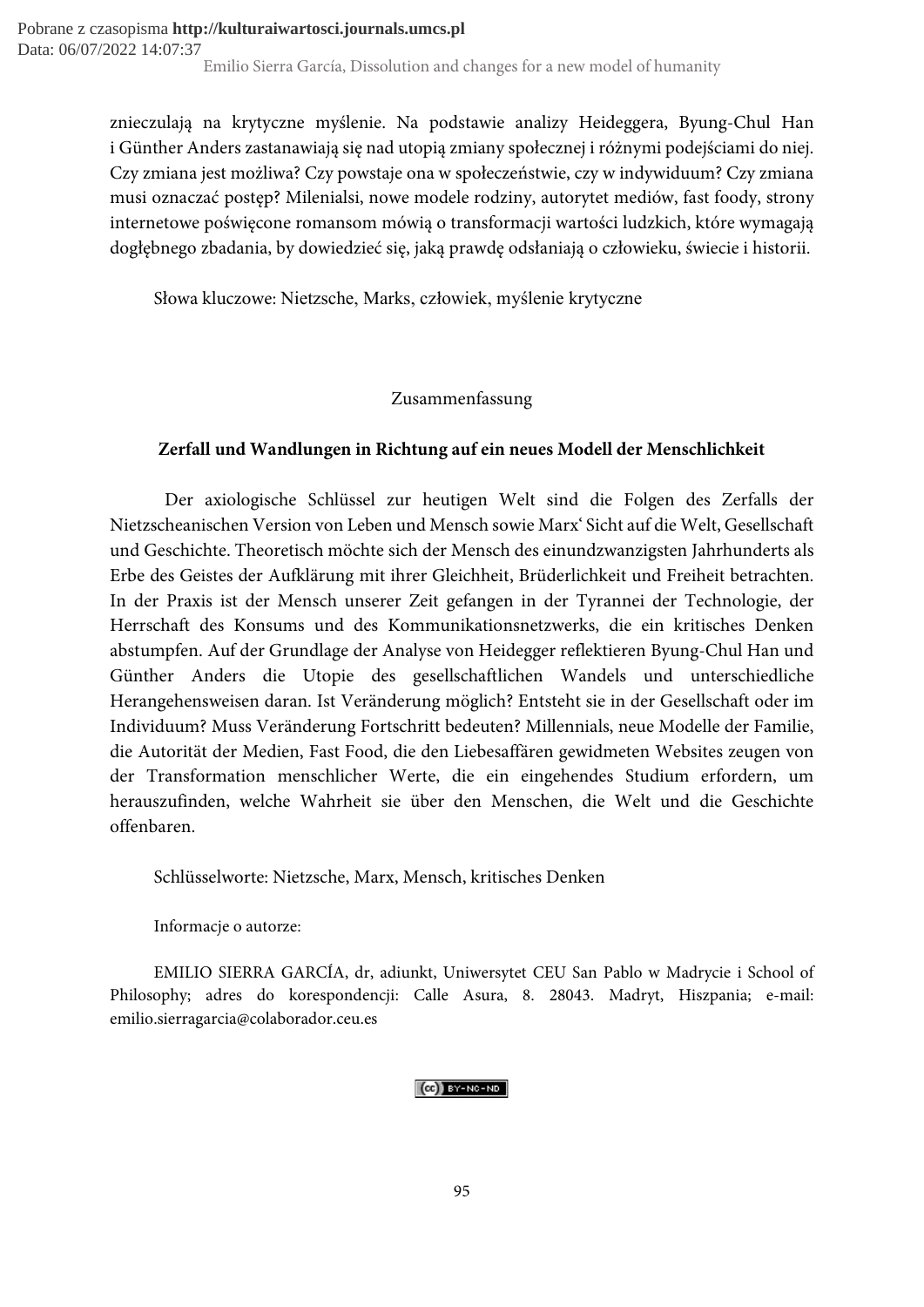znieczulają na krytyczne myślenie. Na podstawie analizy Heideggera, Byung-Chul Han i Günther Anders zastanawiają się nad utopią zmiany społecznej i różnymi podejściami do niej. Czy zmiana jest możliwa? Czy powstaje ona w społeczeństwie, czy w indywiduum? Czy zmiana musi oznaczać postęp? Milenialsi, nowe modele rodziny, autorytet mediów, fast foody, strony internetowe poświęcone romansom mówią o transformacji wartości ludzkich, które wymagają dogłębnego zbadania, by dowiedzieć się, jaką prawdę odsłaniają o człowieku, świecie i historii.

Słowa kluczowe: Nietzsche, Marks, człowiek, myślenie krytyczne

## Zusammenfassung

### Zerfall und Wandlungen in Richtung auf ein neues Modell der Menschlichkeit

Der axiologische Schlüssel zur heutigen Welt sind die Folgen des Zerfalls der Nietzscheanischen Version von Leben und Mensch sowie Marx' Sicht auf die Welt, Gesellschaft und Geschichte. Theoretisch möchte sich der Mensch des einundzwanzigsten Jahrhunderts als Erbe des Geistes der Aufklärung mit ihrer Gleichheit, Brüderlichkeit und Freiheit betrachten. In der Praxis ist der Mensch unserer Zeit gefangen in der Tyrannei der Technologie, der Herrschaft des Konsums und des Kommunikationsnetzwerks, die ein kritisches Denken abstumpfen. Auf der Grundlage der Analyse von Heidegger reflektieren Byung-Chul Han und Günther Anders die Utopie des gesellschaftlichen Wandels und unterschiedliche Herangehensweisen daran. Ist Veränderung möglich? Entsteht sie in der Gesellschaft oder im Individuum? Muss Veränderung Fortschritt bedeuten? Millennials, neue Modelle der Familie, die Autorität der Medien, Fast Food, die den Liebesaffären gewidmeten Websites zeugen von der Transformation menschlicher Werte, die ein eingehendes Studium erfordern, um herauszufinden, welche Wahrheit sie über den Menschen, die Welt und die Geschichte offenbaren.

Schlüsselworte: Nietzsche, Marx, Mensch, kritisches Denken

Informacje o autorze:

EMILIO SIERRA GARCÍA, dr, adiunkt, Uniwersytet CEU San Pablo w Madrycie i School of Philosophy; adres do korespondencji: Calle Asura, 8. 28043. Madryt, Hiszpania; e-mail: emilio.sierragarcia@colaborador.ceu.es